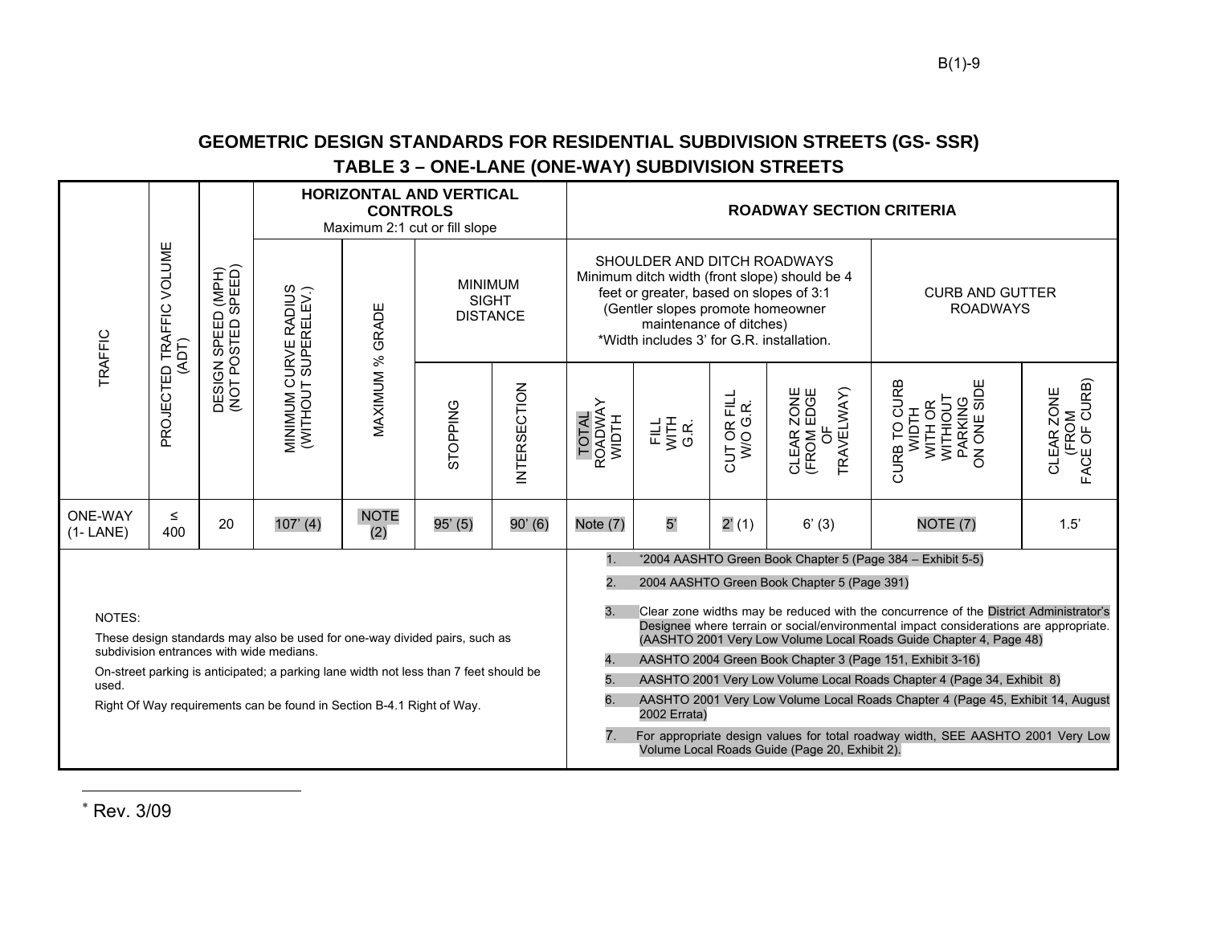## GEOMETRIC DESIGN STANDARDS FOR RESIDENTIAL SUBDIVISION STREETS (GS- SSR)

### TABLE 3 – ONE-LANE (ONE-WAY) SUBDIVISION STREETS

| TRAFFIC | PROJECTED TRAFFIC VOLUME (ADT) | DESIGN SPEED (MPH) (NOT POSTED SPEED) | HORIZONTAL AND VERTICAL CONTROLS Maximum 2:1 cut or fill slope | | | | ROADWAY SECTION CRITERIA | | | | | |
|---|---|---|---|---|---|---|---|---|---|---|---|---|
| | | | MINIMUM CURVE RADIUS (WITHOUT SUPERELEV.) | MAXIMUM % GRADE | MINIMUM SIGHT DISTANCE | | SHOULDER AND DITCH ROADWAYS Minimum ditch width (front slope) should be 4 feet or greater, based on slopes of 3:1 (Gentler slopes promote homeowner maintenance of ditches) *Width includes 3' for G.R. installation. | | | | CURB AND GUTTER ROADWAYS | |
| | | | | | STOPPING | INTERSECTION | TOTAL ROADWAY WIDTH | FILL WITH G.R. | CUT OR FILL W/O G.R. | CLEAR ZONE (FROM EDGE OF TRAVELWAY) | CURB TO CURB WIDTH WITH OR WITHIOUT PARKING ON ONE SIDE | CLEAR ZONE (FROM FACE OF CURB) |
| ONE-WAY (1- LANE) | ≤ 400 | 20 | 107' (4) | NOTE (2) | 95' (5) | 90' (6) | Note (7) | 5' | 2' (1) | 6' (3) | NOTE (7) | 1.5' |

NOTES:

These design standards may also be used for one-way divided pairs, such as subdivision entrances with wide medians.

On-street parking is anticipated; a parking lane width not less than 7 feet should be used.

Right Of Way requirements can be found in Section B-4.1 Right of Way.

1. *2004 AASHTO Green Book Chapter 5 (Page 384 – Exhibit 5-5)
2. 2004 AASHTO Green Book Chapter 5 (Page 391)
3. Clear zone widths may be reduced with the concurrence of the District Administrator's Designee where terrain or social/environmental impact considerations are appropriate. (AASHTO 2001 Very Low Volume Local Roads Guide Chapter 4, Page 48)
4. AASHTO 2004 Green Book Chapter 3 (Page 151, Exhibit 3-16)
5. AASHTO 2001 Very Low Volume Local Roads Chapter 4 (Page 34, Exhibit 8)
6. AASHTO 2001 Very Low Volume Local Roads Chapter 4 (Page 45, Exhibit 14, August 2002 Errata)
7. For appropriate design values for total roadway width, SEE AASHTO 2001 Very Low Volume Local Roads Guide (Page 20, Exhibit 2).

* Rev. 3/09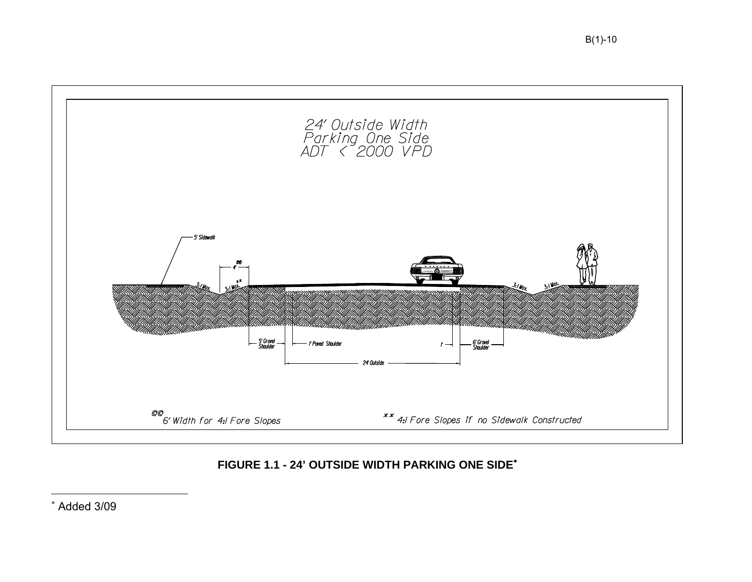24' Outside Width
Parking One Side
ADT < 2000 VPD

5' Sidewalk

@@ 4'

3:1 Max.

3:1 Max. **

3:1 Max.

3:1 Max.

5' Gravel Shoulder

1' Paved Shoulder

1'

6' Gravel Shoulder

24' Outside

@@ 6' Width for 4:1 Fore Slopes

** 4:1 Fore Slopes if no Sidewalk Constructed

**FIGURE 1.1 - 24' OUTSIDE WIDTH PARKING ONE SIDE***

* Added 3/09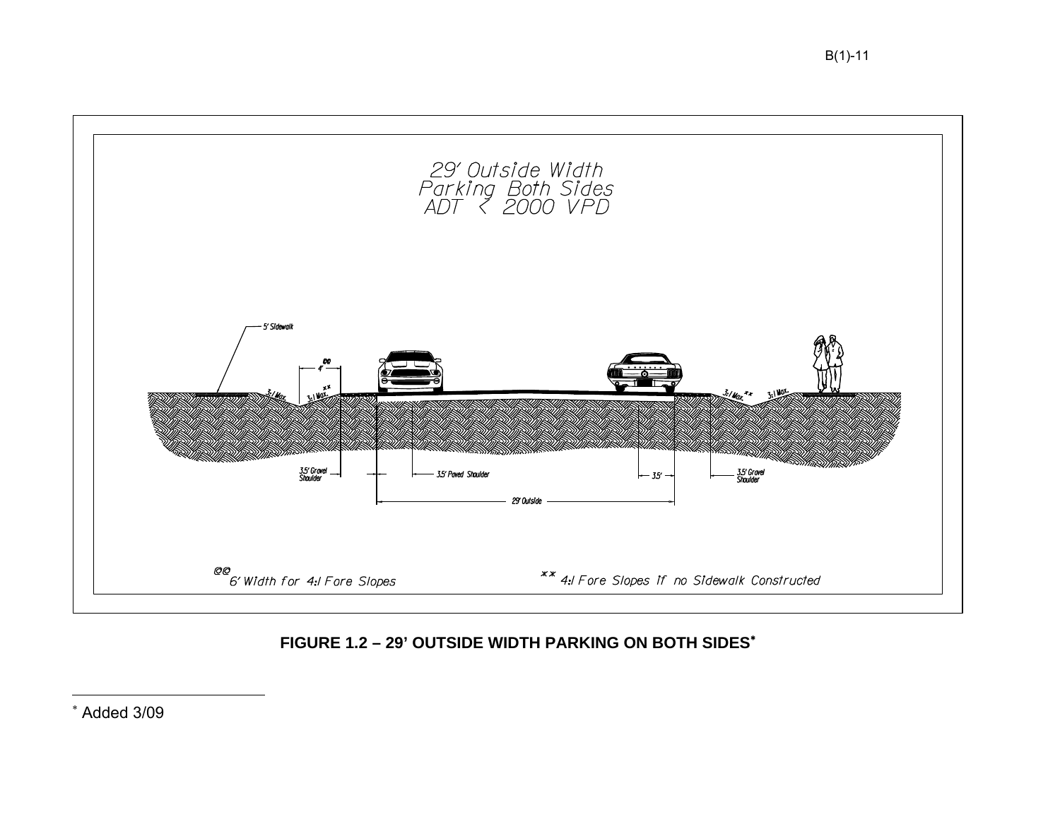29' Outside Width
Parking Both Sides
ADT < 2000 VPD

5' Sidewalk

@@ 4'

3:1 Max. 3:1 Max. xx

3:1 Max. xx 3:1 Max.

3.5' Gravel Shoulder

3.5' Paved Shoulder

3.5'

3.5' Gravel Shoulder

29' Outside

@@ 6' Width for 4:1 Fore Slopes

xx 4:1 Fore Slopes if no Sidewalk Constructed

**FIGURE 1.2 – 29' OUTSIDE WIDTH PARKING ON BOTH SIDES***

\* Added 3/09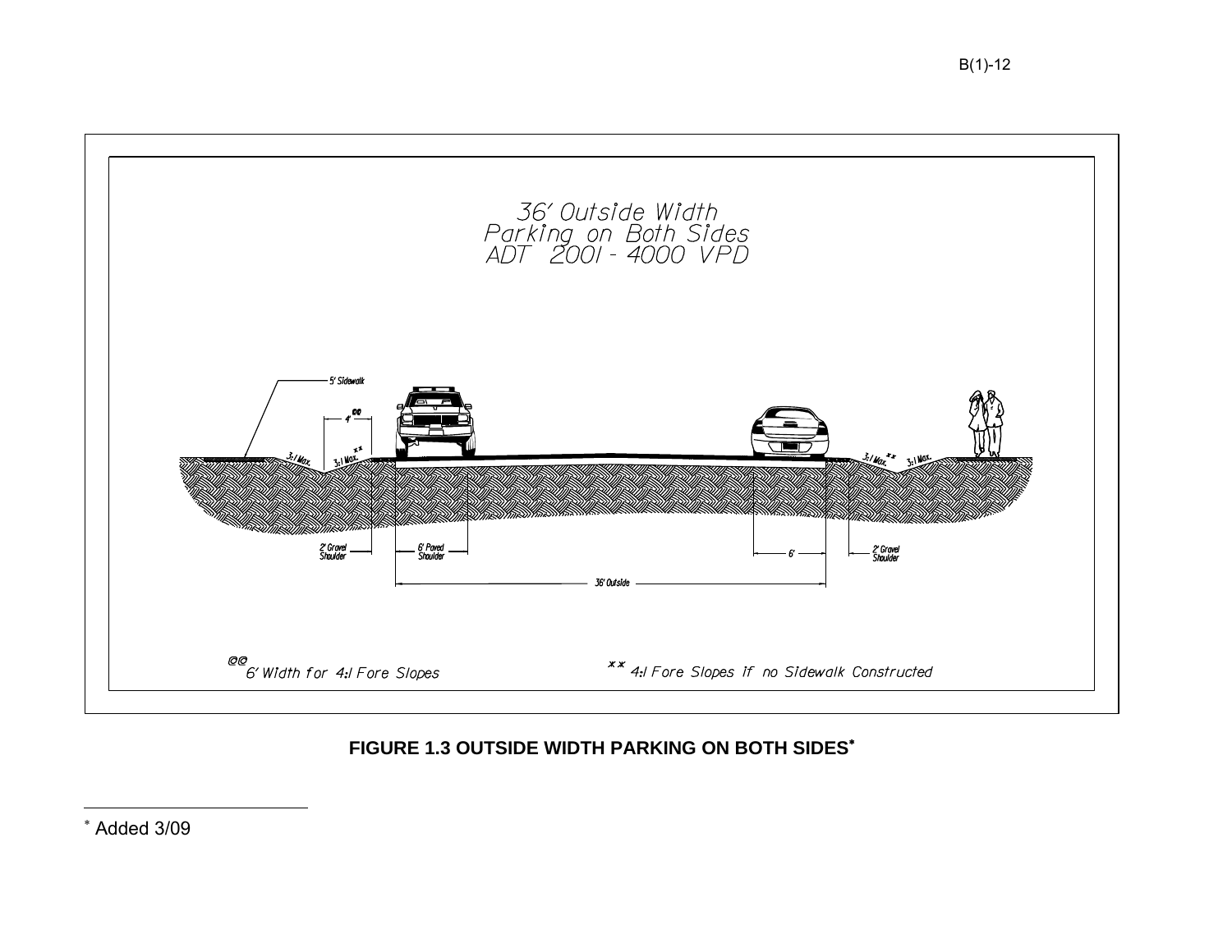36' Outside Width
Parking on Both Sides
ADT 2001 - 4000 VPD

5' Sidewalk

@@ 4'

3:1 Max. 3:1 Max. xx

3:1 Max. xx 3:1 Max.

2' Gravel Shoulder

6' Paved Shoulder

6'

2' Gravel Shoulder

36' Outside

@@ 6' Width for 4:1 Fore Slopes

xx 4:1 Fore Slopes if no Sidewalk Constructed

**FIGURE 1.3 OUTSIDE WIDTH PARKING ON BOTH SIDES***

---

* Added 3/09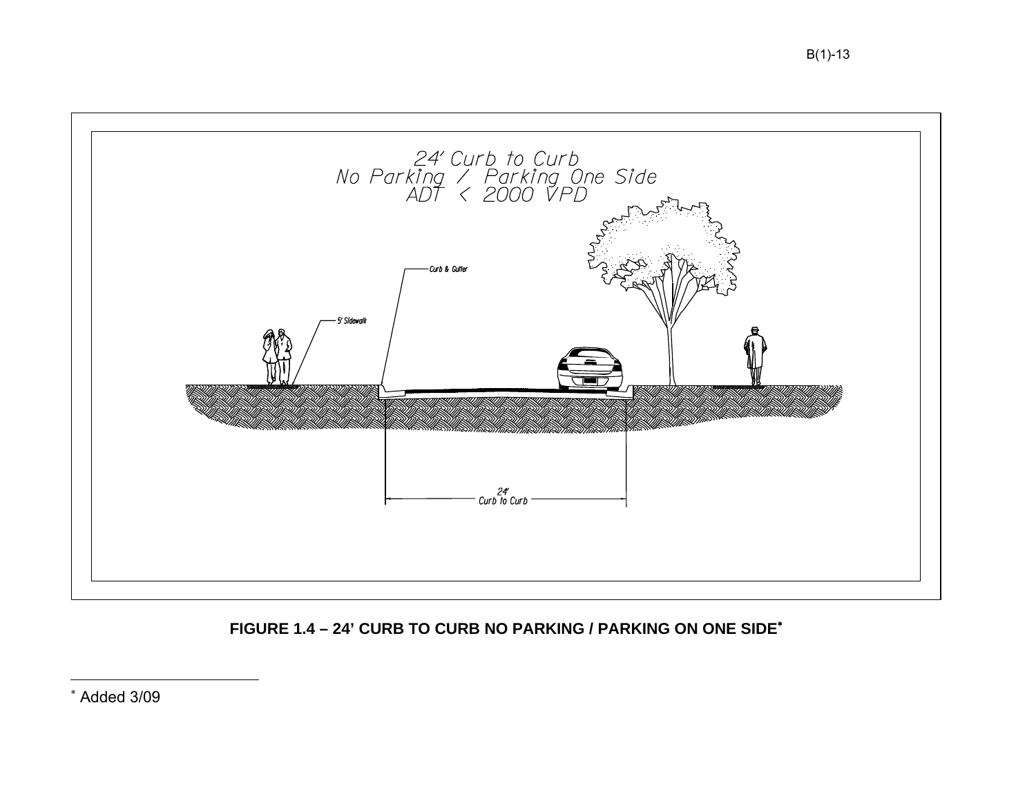24' Curb to Curb
No Parking / Parking One Side
ADT < 2000 VPD

Curb & Gutter

5' Sidewalk

24'
Curb to Curb

**FIGURE 1.4 – 24' CURB TO CURB NO PARKING / PARKING ON ONE SIDE***

---

* Added 3/09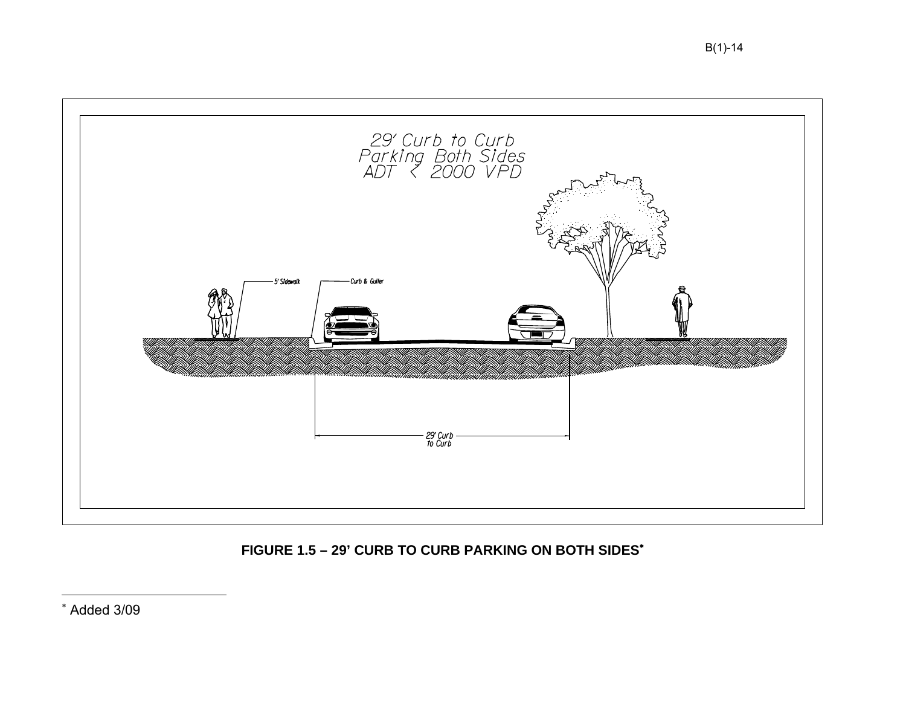29' Curb to Curb
Parking Both Sides
ADT < 2000 VPD

5' Sidewalk

Curb & Gutter

29' Curb to Curb

**FIGURE 1.5 – 29' CURB TO CURB PARKING ON BOTH SIDES***

---

* Added 3/09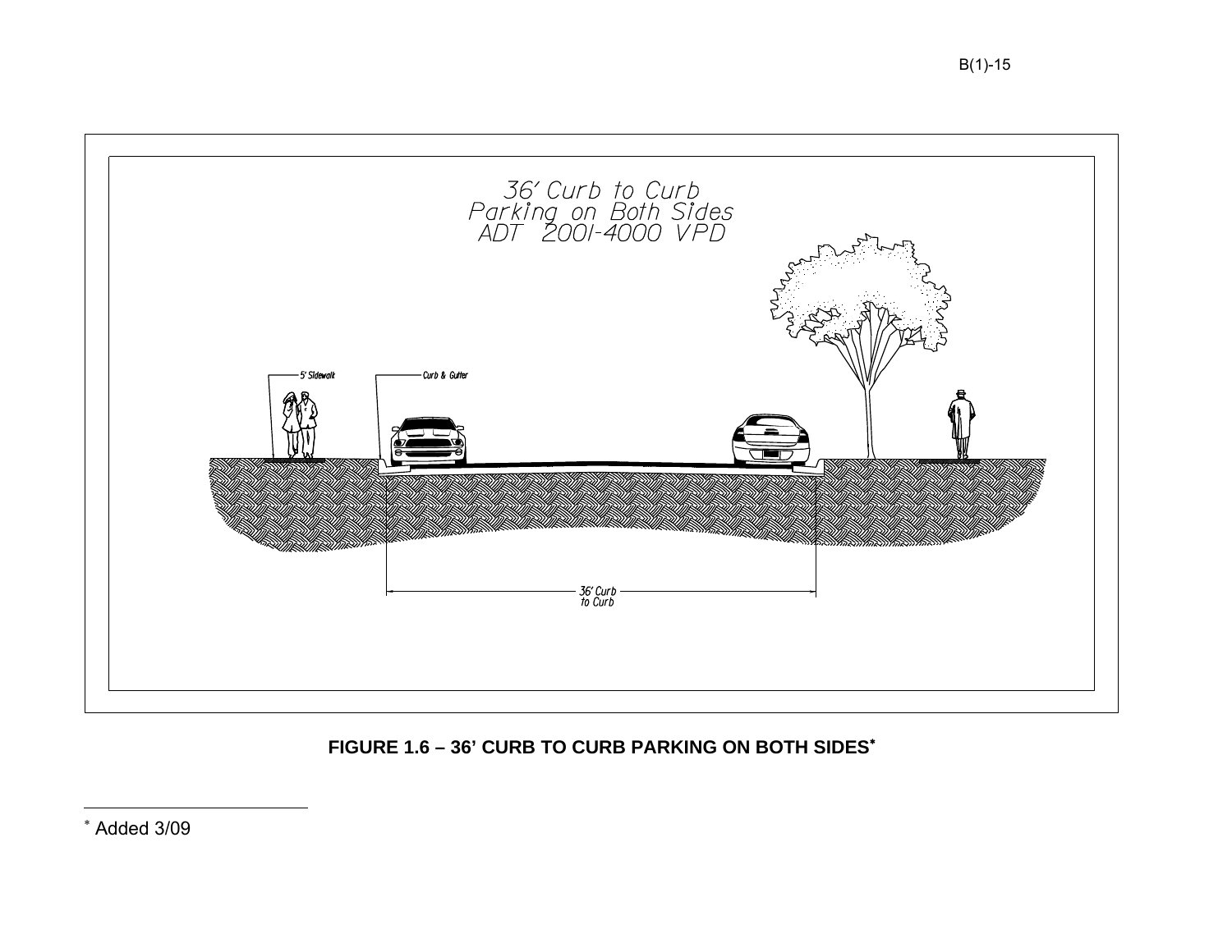36' Curb to Curb
Parking on Both Sides
ADT 2001-4000 VPD

5' Sidewalk

Curb & Gutter

36' Curb to Curb

**FIGURE 1.6 – 36' CURB TO CURB PARKING ON BOTH SIDES***

---

* Added 3/09